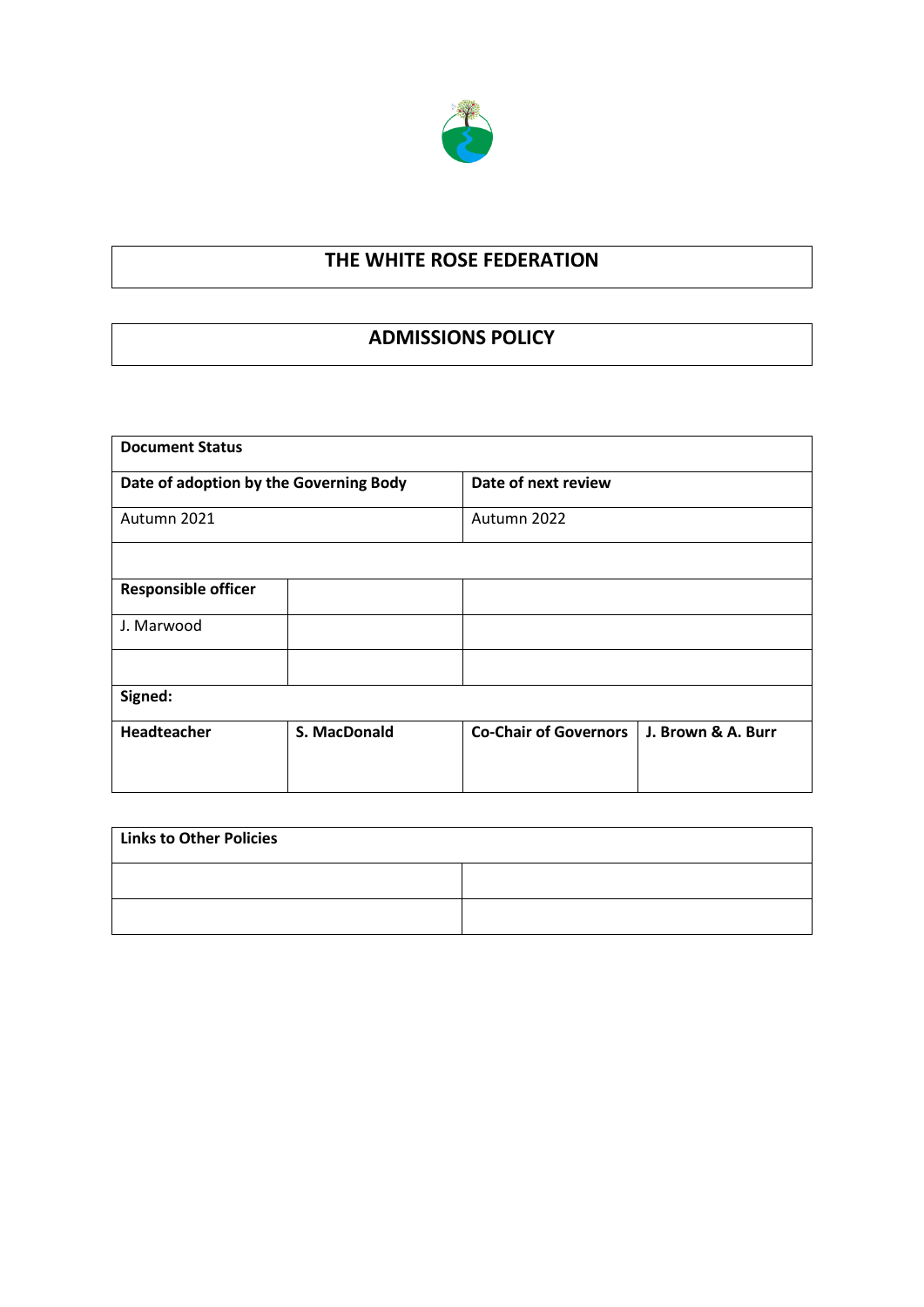# THE WHITE ROSE FEDERATION

## ADMISSIONS POLICY

| **Document Status** | | | |
|---|---|---|---|
| **Date of adoption by the Governing Body** | | **Date of next review** | |
| Autumn 2021 | | Autumn 2022 | |
| | | | |
| **Responsible officer** | | | |
| J. Marwood | | | |
| | | | |
| **Signed:** | | | |
| **Headteacher** | **S. MacDonald** | **Co-Chair of Governors** | **J. Brown & A. Burr** |

| **Links to Other Policies** | |
|---|---|
| | |
| | |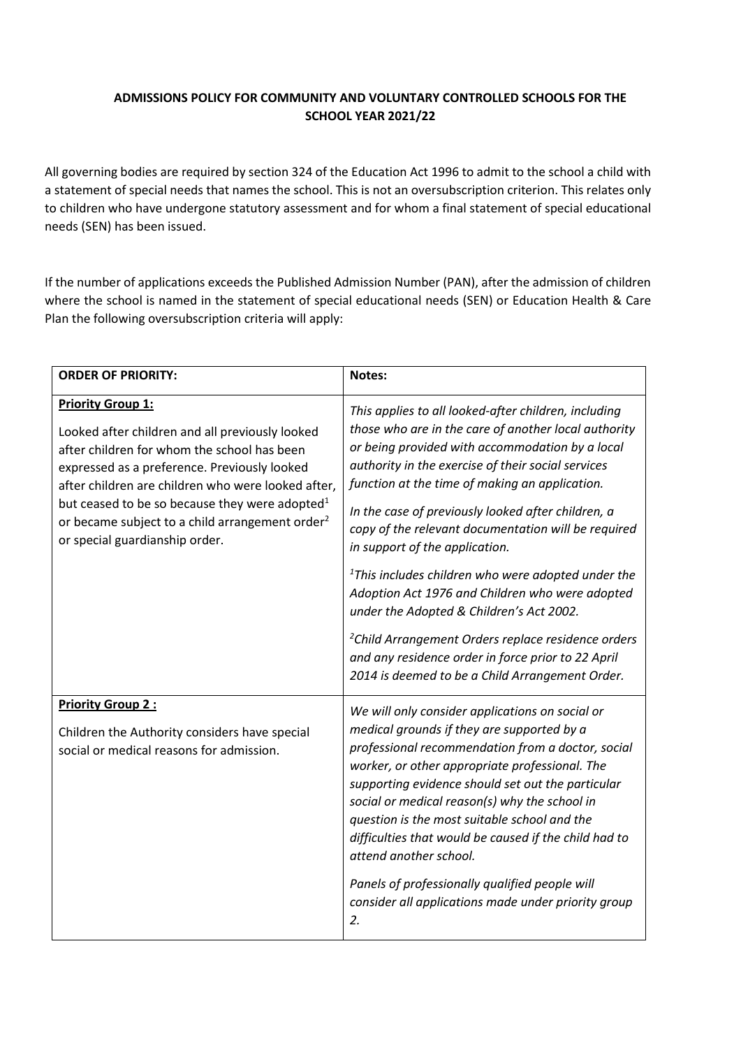**ADMISSIONS POLICY FOR COMMUNITY AND VOLUNTARY CONTROLLED SCHOOLS FOR THE SCHOOL YEAR 2021/22**

All governing bodies are required by section 324 of the Education Act 1996 to admit to the school a child with a statement of special needs that names the school. This is not an oversubscription criterion. This relates only to children who have undergone statutory assessment and for whom a final statement of special educational needs (SEN) has been issued.

If the number of applications exceeds the Published Admission Number (PAN), after the admission of children where the school is named in the statement of special educational needs (SEN) or Education Health & Care Plan the following oversubscription criteria will apply:

| **ORDER OF PRIORITY:** | **Notes:** |
| --- | --- |
| **Priority Group 1:**<br><br>Looked after children and all previously looked after children for whom the school has been expressed as a preference. Previously looked after children are children who were looked after, but ceased to be so because they were adopted[1] or became subject to a child arrangement order[2] or special guardianship order. | *This applies to all looked-after children, including those who are in the care of another local authority or being provided with accommodation by a local authority in the exercise of their social services function at the time of making an application.*<br><br>*In the case of previously looked after children, a copy of the relevant documentation will be required in support of the application.*<br><br>*[1]This includes children who were adopted under the Adoption Act 1976 and Children who were adopted under the Adopted & Children's Act 2002.*<br><br>*[2]Child Arrangement Orders replace residence orders and any residence order in force prior to 22 April 2014 is deemed to be a Child Arrangement Order.* |
| **Priority Group 2 :**<br><br>Children the Authority considers have special social or medical reasons for admission. | *We will only consider applications on social or medical grounds if they are supported by a professional recommendation from a doctor, social worker, or other appropriate professional. The supporting evidence should set out the particular social or medical reason(s) why the school in question is the most suitable school and the difficulties that would be caused if the child had to attend another school.*<br><br>*Panels of professionally qualified people will consider all applications made under priority group 2.* |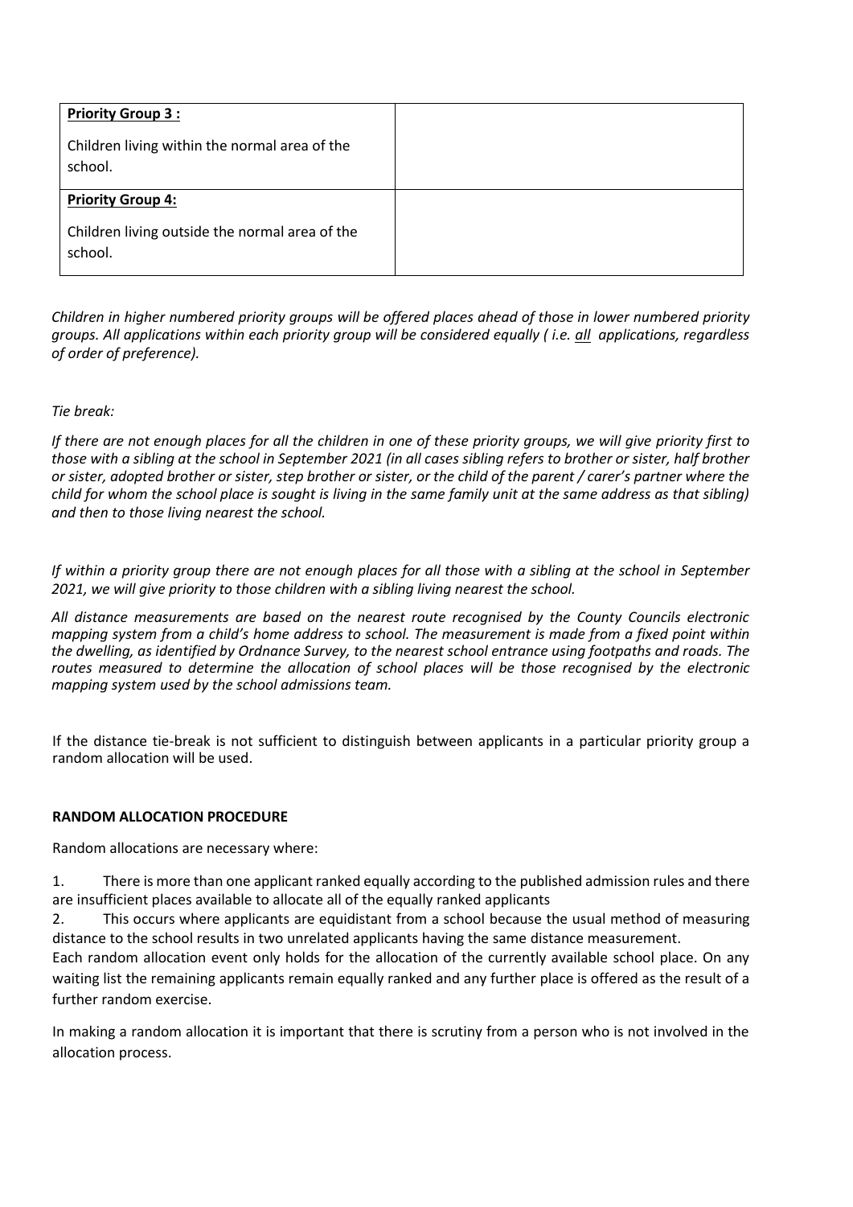| **Priority Group 3 :** Children living within the normal area of the school. | |
|---|---|
| **Priority Group 4:** Children living outside the normal area of the school. | |

*Children in higher numbered priority groups will be offered places ahead of those in lower numbered priority groups. All applications within each priority group will be considered equally ( i.e. all applications, regardless of order of preference).*

*Tie break:*

*If there are not enough places for all the children in one of these priority groups, we will give priority first to those with a sibling at the school in September 2021 (in all cases sibling refers to brother or sister, half brother or sister, adopted brother or sister, step brother or sister, or the child of the parent / carer's partner where the child for whom the school place is sought is living in the same family unit at the same address as that sibling) and then to those living nearest the school.*

*If within a priority group there are not enough places for all those with a sibling at the school in September 2021, we will give priority to those children with a sibling living nearest the school.*

*All distance measurements are based on the nearest route recognised by the County Councils electronic mapping system from a child's home address to school. The measurement is made from a fixed point within the dwelling, as identified by Ordnance Survey, to the nearest school entrance using footpaths and roads. The routes measured to determine the allocation of school places will be those recognised by the electronic mapping system used by the school admissions team.*

If the distance tie-break is not sufficient to distinguish between applicants in a particular priority group a random allocation will be used.

**RANDOM ALLOCATION PROCEDURE**

Random allocations are necessary where:

1. There is more than one applicant ranked equally according to the published admission rules and there are insufficient places available to allocate all of the equally ranked applicants
2. This occurs where applicants are equidistant from a school because the usual method of measuring distance to the school results in two unrelated applicants having the same distance measurement.

Each random allocation event only holds for the allocation of the currently available school place. On any waiting list the remaining applicants remain equally ranked and any further place is offered as the result of a further random exercise.

In making a random allocation it is important that there is scrutiny from a person who is not involved in the allocation process.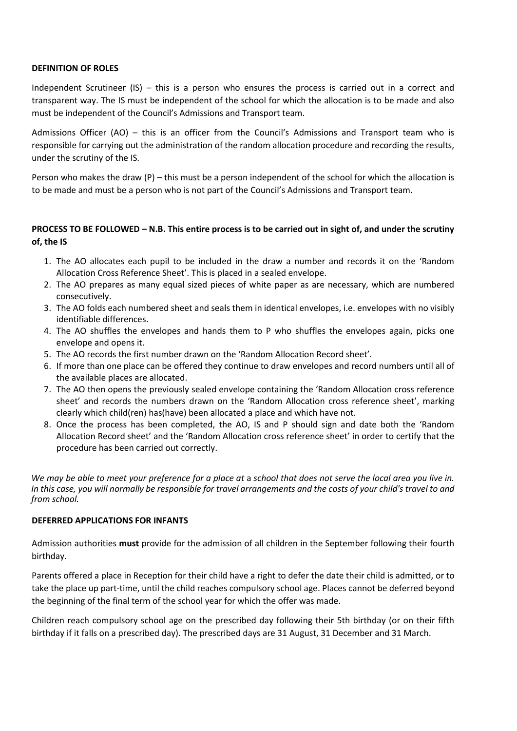**DEFINITION OF ROLES**

Independent Scrutineer (IS) – this is a person who ensures the process is carried out in a correct and transparent way. The IS must be independent of the school for which the allocation is to be made and also must be independent of the Council's Admissions and Transport team.

Admissions Officer (AO) – this is an officer from the Council's Admissions and Transport team who is responsible for carrying out the administration of the random allocation procedure and recording the results, under the scrutiny of the IS.

Person who makes the draw (P) – this must be a person independent of the school for which the allocation is to be made and must be a person who is not part of the Council's Admissions and Transport team.

**PROCESS TO BE FOLLOWED – N.B. This entire process is to be carried out in sight of, and under the scrutiny of, the IS**

1. The AO allocates each pupil to be included in the draw a number and records it on the 'Random Allocation Cross Reference Sheet'. This is placed in a sealed envelope.
2. The AO prepares as many equal sized pieces of white paper as are necessary, which are numbered consecutively.
3. The AO folds each numbered sheet and seals them in identical envelopes, i.e. envelopes with no visibly identifiable differences.
4. The AO shuffles the envelopes and hands them to P who shuffles the envelopes again, picks one envelope and opens it.
5. The AO records the first number drawn on the 'Random Allocation Record sheet'.
6. If more than one place can be offered they continue to draw envelopes and record numbers until all of the available places are allocated.
7. The AO then opens the previously sealed envelope containing the 'Random Allocation cross reference sheet' and records the numbers drawn on the 'Random Allocation cross reference sheet', marking clearly which child(ren) has(have) been allocated a place and which have not.
8. Once the process has been completed, the AO, IS and P should sign and date both the 'Random Allocation Record sheet' and the 'Random Allocation cross reference sheet' in order to certify that the procedure has been carried out correctly.

*We may be able to meet your preference for a place at a school that does not serve the local area you live in. In this case, you will normally be responsible for travel arrangements and the costs of your child's travel to and from school.*

**DEFERRED APPLICATIONS FOR INFANTS**

Admission authorities **must** provide for the admission of all children in the September following their fourth birthday.

Parents offered a place in Reception for their child have a right to defer the date their child is admitted, or to take the place up part-time, until the child reaches compulsory school age. Places cannot be deferred beyond the beginning of the final term of the school year for which the offer was made.

Children reach compulsory school age on the prescribed day following their 5th birthday (or on their fifth birthday if it falls on a prescribed day). The prescribed days are 31 August, 31 December and 31 March.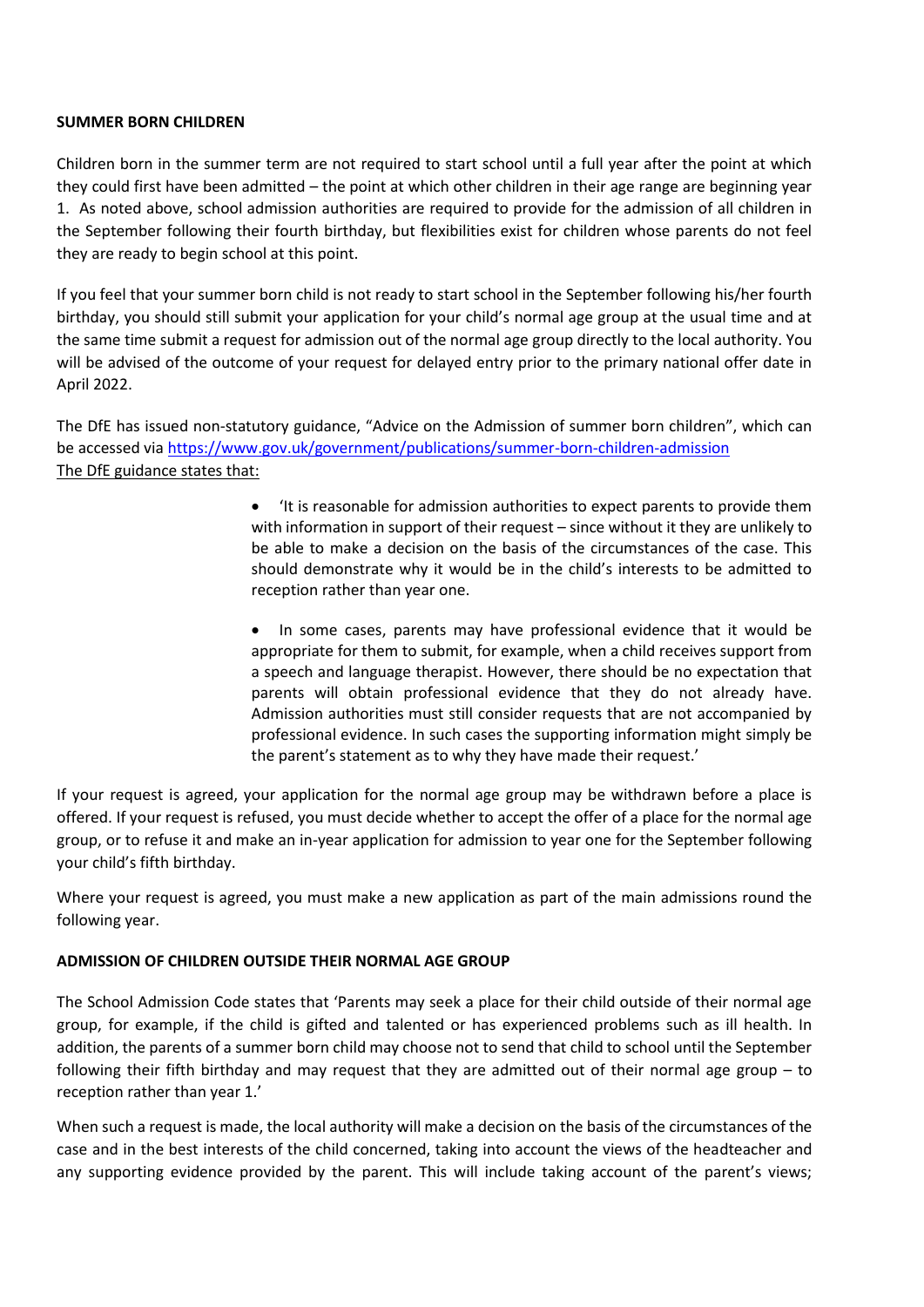**SUMMER BORN CHILDREN**

Children born in the summer term are not required to start school until a full year after the point at which they could first have been admitted – the point at which other children in their age range are beginning year 1. As noted above, school admission authorities are required to provide for the admission of all children in the September following their fourth birthday, but flexibilities exist for children whose parents do not feel they are ready to begin school at this point.

If you feel that your summer born child is not ready to start school in the September following his/her fourth birthday, you should still submit your application for your child's normal age group at the usual time and at the same time submit a request for admission out of the normal age group directly to the local authority. You will be advised of the outcome of your request for delayed entry prior to the primary national offer date in April 2022.

The DfE has issued non-statutory guidance, "Advice on the Admission of summer born children", which can be accessed via https://www.gov.uk/government/publications/summer-born-children-admission
The DfE guidance states that:

- 'It is reasonable for admission authorities to expect parents to provide them with information in support of their request – since without it they are unlikely to be able to make a decision on the basis of the circumstances of the case. This should demonstrate why it would be in the child's interests to be admitted to reception rather than year one.

- In some cases, parents may have professional evidence that it would be appropriate for them to submit, for example, when a child receives support from a speech and language therapist. However, there should be no expectation that parents will obtain professional evidence that they do not already have. Admission authorities must still consider requests that are not accompanied by professional evidence. In such cases the supporting information might simply be the parent's statement as to why they have made their request.'

If your request is agreed, your application for the normal age group may be withdrawn before a place is offered. If your request is refused, you must decide whether to accept the offer of a place for the normal age group, or to refuse it and make an in-year application for admission to year one for the September following your child's fifth birthday.

Where your request is agreed, you must make a new application as part of the main admissions round the following year.

**ADMISSION OF CHILDREN OUTSIDE THEIR NORMAL AGE GROUP**

The School Admission Code states that 'Parents may seek a place for their child outside of their normal age group, for example, if the child is gifted and talented or has experienced problems such as ill health. In addition, the parents of a summer born child may choose not to send that child to school until the September following their fifth birthday and may request that they are admitted out of their normal age group – to reception rather than year 1.'

When such a request is made, the local authority will make a decision on the basis of the circumstances of the case and in the best interests of the child concerned, taking into account the views of the headteacher and any supporting evidence provided by the parent. This will include taking account of the parent's views;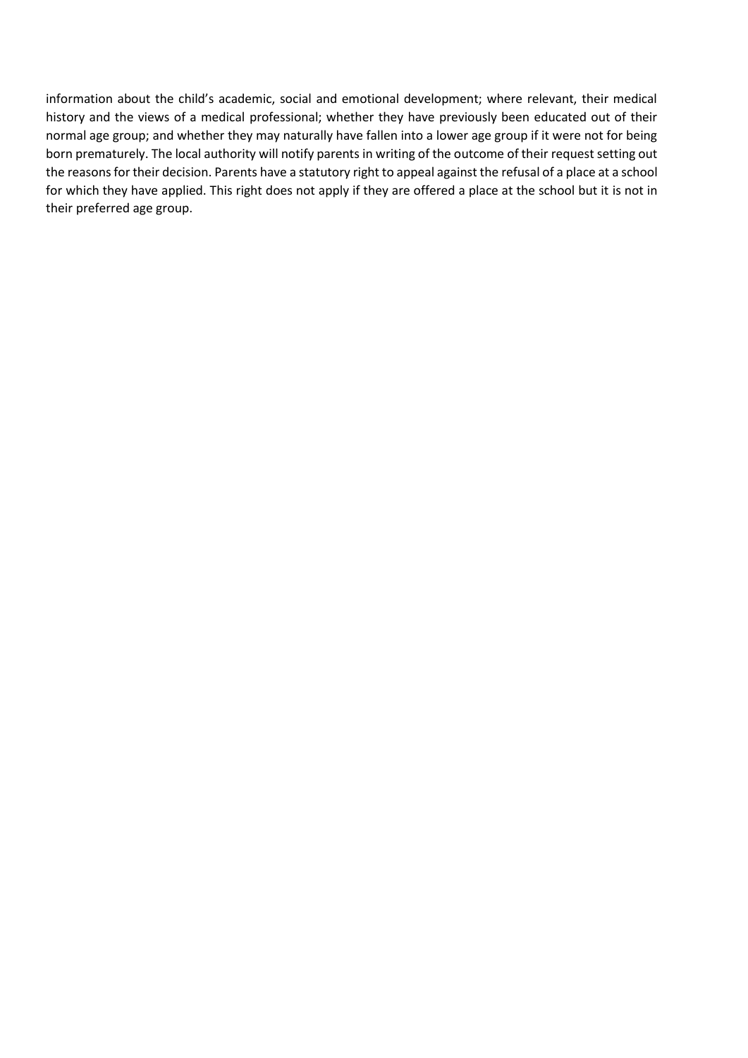information about the child's academic, social and emotional development; where relevant, their medical history and the views of a medical professional; whether they have previously been educated out of their normal age group; and whether they may naturally have fallen into a lower age group if it were not for being born prematurely. The local authority will notify parents in writing of the outcome of their request setting out the reasons for their decision. Parents have a statutory right to appeal against the refusal of a place at a school for which they have applied. This right does not apply if they are offered a place at the school but it is not in their preferred age group.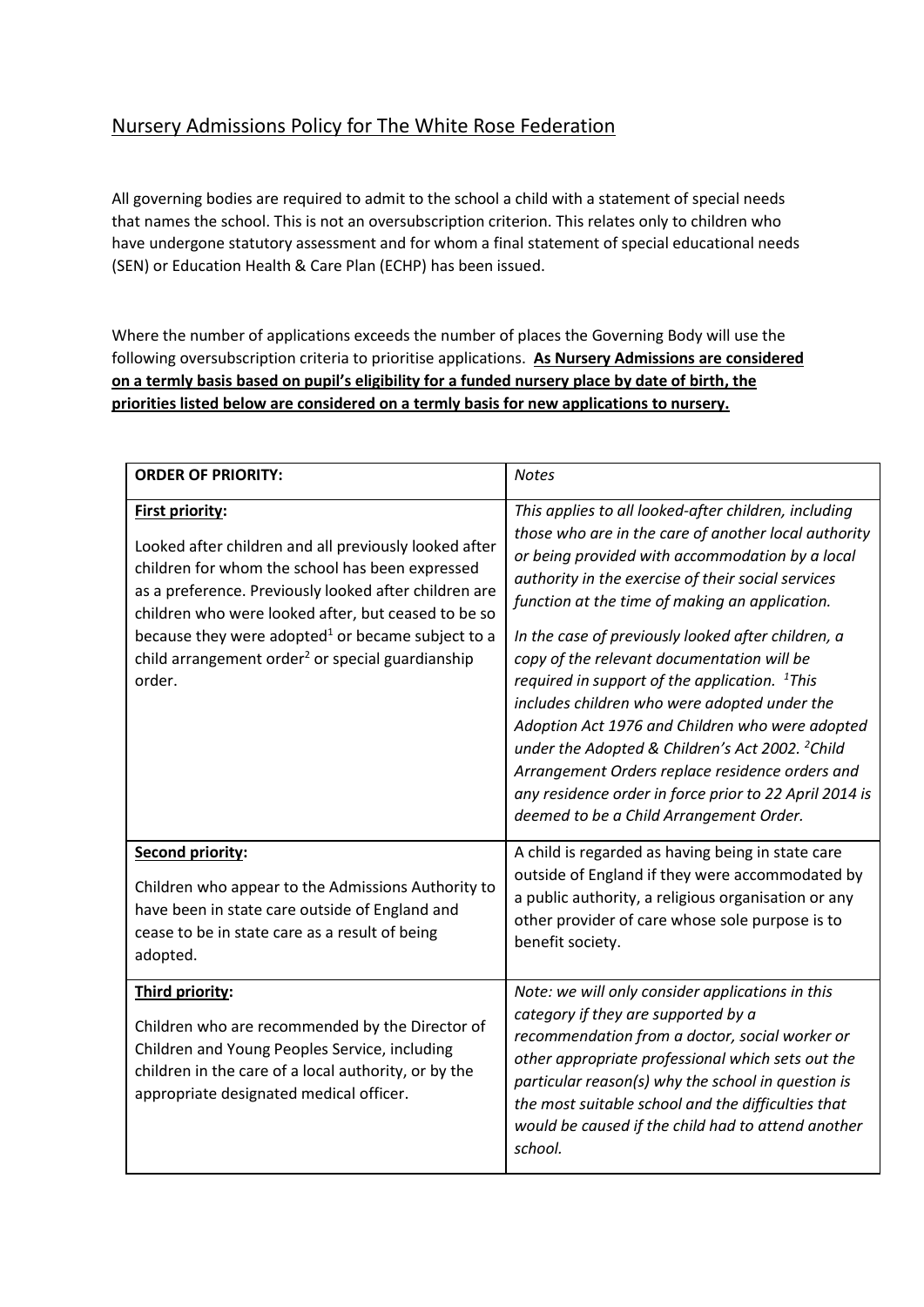## Nursery Admissions Policy for The White Rose Federation

All governing bodies are required to admit to the school a child with a statement of special needs that names the school. This is not an oversubscription criterion. This relates only to children who have undergone statutory assessment and for whom a final statement of special educational needs (SEN) or Education Health & Care Plan (ECHP) has been issued.

Where the number of applications exceeds the number of places the Governing Body will use the following oversubscription criteria to prioritise applications. **As Nursery Admissions are considered on a termly basis based on pupil's eligibility for a funded nursery place by date of birth, the priorities listed below are considered on a termly basis for new applications to nursery.**

| **ORDER OF PRIORITY:** | *Notes* |
|---|---|
| **First priority:**<br><br>Looked after children and all previously looked after children for whom the school has been expressed as a preference. Previously looked after children are children who were looked after, but ceased to be so because they were adopted[1] or became subject to a child arrangement order[2] or special guardianship order. | *This applies to all looked-after children, including those who are in the care of another local authority or being provided with accommodation by a local authority in the exercise of their social services function at the time of making an application.*<br><br>*In the case of previously looked after children, a copy of the relevant documentation will be required in support of the application. [1]This includes children who were adopted under the Adoption Act 1976 and Children who were adopted under the Adopted & Children's Act 2002. [2]Child Arrangement Orders replace residence orders and any residence order in force prior to 22 April 2014 is deemed to be a Child Arrangement Order.* |
| **Second priority:**<br><br>Children who appear to the Admissions Authority to have been in state care outside of England and cease to be in state care as a result of being adopted. | A child is regarded as having being in state care outside of England if they were accommodated by a public authority, a religious organisation or any other provider of care whose sole purpose is to benefit society. |
| **Third priority:**<br><br>Children who are recommended by the Director of Children and Young Peoples Service, including children in the care of a local authority, or by the appropriate designated medical officer. | *Note: we will only consider applications in this category if they are supported by a recommendation from a doctor, social worker or other appropriate professional which sets out the particular reason(s) why the school in question is the most suitable school and the difficulties that would be caused if the child had to attend another school.* |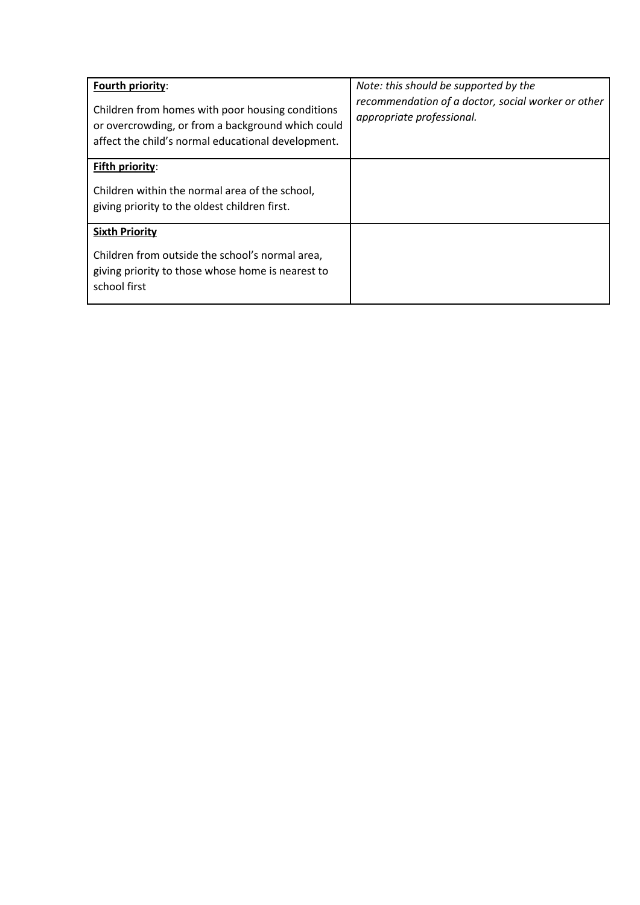| | |
|---|---|
| **Fourth priority**:<br><br>Children from homes with poor housing conditions or overcrowding, or from a background which could affect the child's normal educational development. | *Note: this should be supported by the recommendation of a doctor, social worker or other appropriate professional.* |
| **Fifth priority**:<br><br>Children within the normal area of the school, giving priority to the oldest children first. | |
| **Sixth Priority**<br><br>Children from outside the school's normal area, giving priority to those whose home is nearest to school first | |